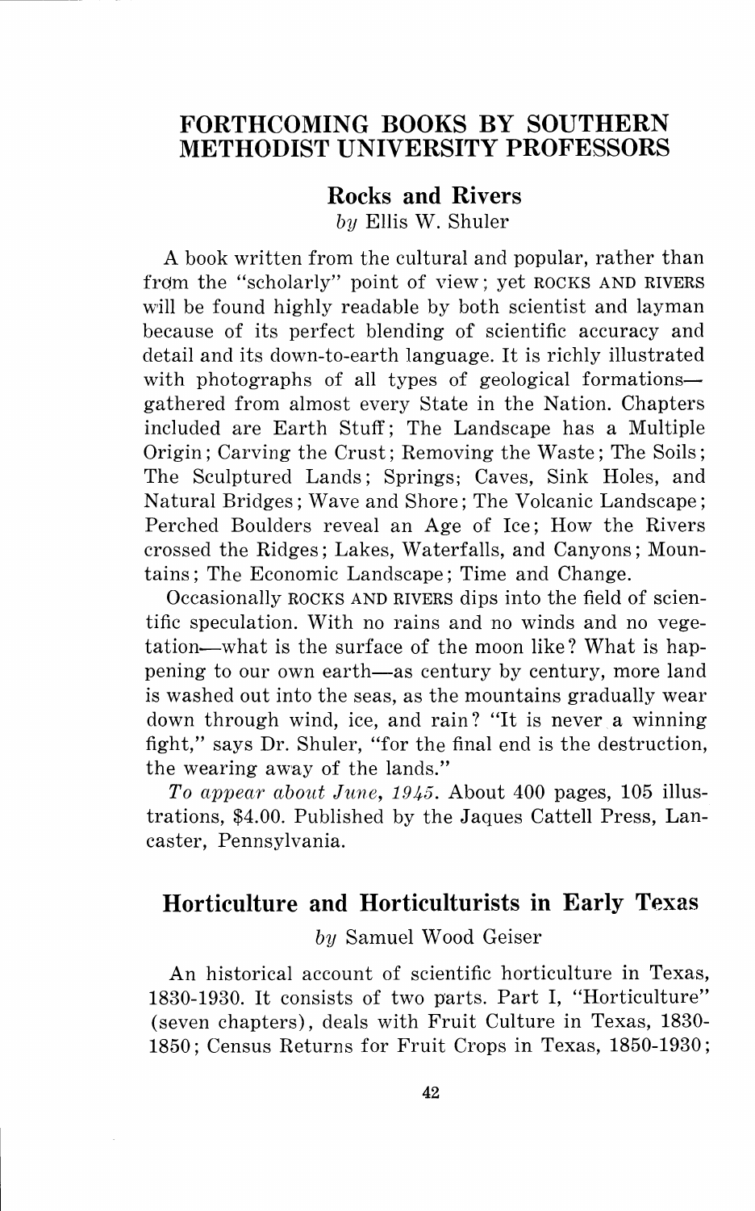# FORTHCOMING BOOKS BY SOUTHERN METHODIST UNIVERSITY PROFESSORS

## Rocks and Rivers

*by* Ellis W. Shuler

A book written from the cultural and popular, rather than from the "scholarly" point of view; yet ROCKS AND RIVERS will be found highly readable by both scientist and layman because of its perfect blending of scientific accuracy and detail and its down-to-earth language. It is richly illustrated with photographs of all types of geological formations—gathered from almost every State in the Nation. Chapters included are Earth Stuff; The Landscape has a Multiple Origin; Carving the Crust; Removing the Waste; The Soils; The Sculptured Lands; Springs; Caves, Sink Holes, and Natural Bridges; Wave and Shore; The Volcanic Landscape; Perched Boulders reveal an Age of Ice; How the Rivers crossed the Ridges; Lakes, Waterfalls, and Canyons; Mountains; The Economic Landscape; Time and Change.

Occasionally ROCKS AND RIVERS dips into the field of scientific speculation. With no rains and no winds and no vegetation—what is the surface of the moon like? What is happening to our own earth—as century by century, more land is washed out into the seas, as the mountains gradually wear down through wind, ice, and rain? "It is never a winning fight," says Dr. Shuler, "for the final end is the destruction, the wearing away of the lands."

*To appear about June, 1945.* About 400 pages, 105 illustrations, $4.00. Published by the Jaques Cattell Press, Lancaster, Pennsylvania.

## Horticulture and Horticulturists in Early Texas

*by* Samuel Wood Geiser

An historical account of scientific horticulture in Texas, 1830-1930. It consists of two parts. Part I, "Horticulture" (seven chapters), deals with Fruit Culture in Texas, 1830-1850; Census Returns for Fruit Crops in Texas, 1850-1930;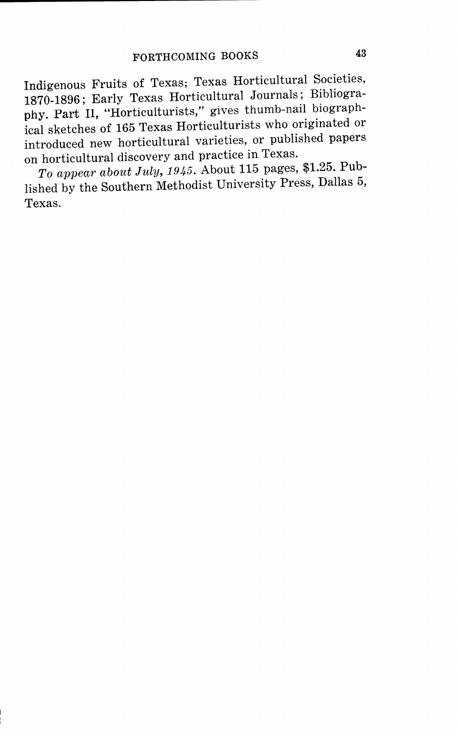Indigenous Fruits of Texas; Texas Horticultural Societies, 1870-1896; Early Texas Horticultural Journals; Bibliography. Part II, "Horticulturists," gives thumb-nail biographical sketches of 165 Texas Horticulturists who originated or introduced new horticultural varieties, or published papers on horticultural discovery and practice in Texas.

*To appear about July, 1945.* About 115 pages, $1.25. Published by the Southern Methodist University Press, Dallas 5, Texas.